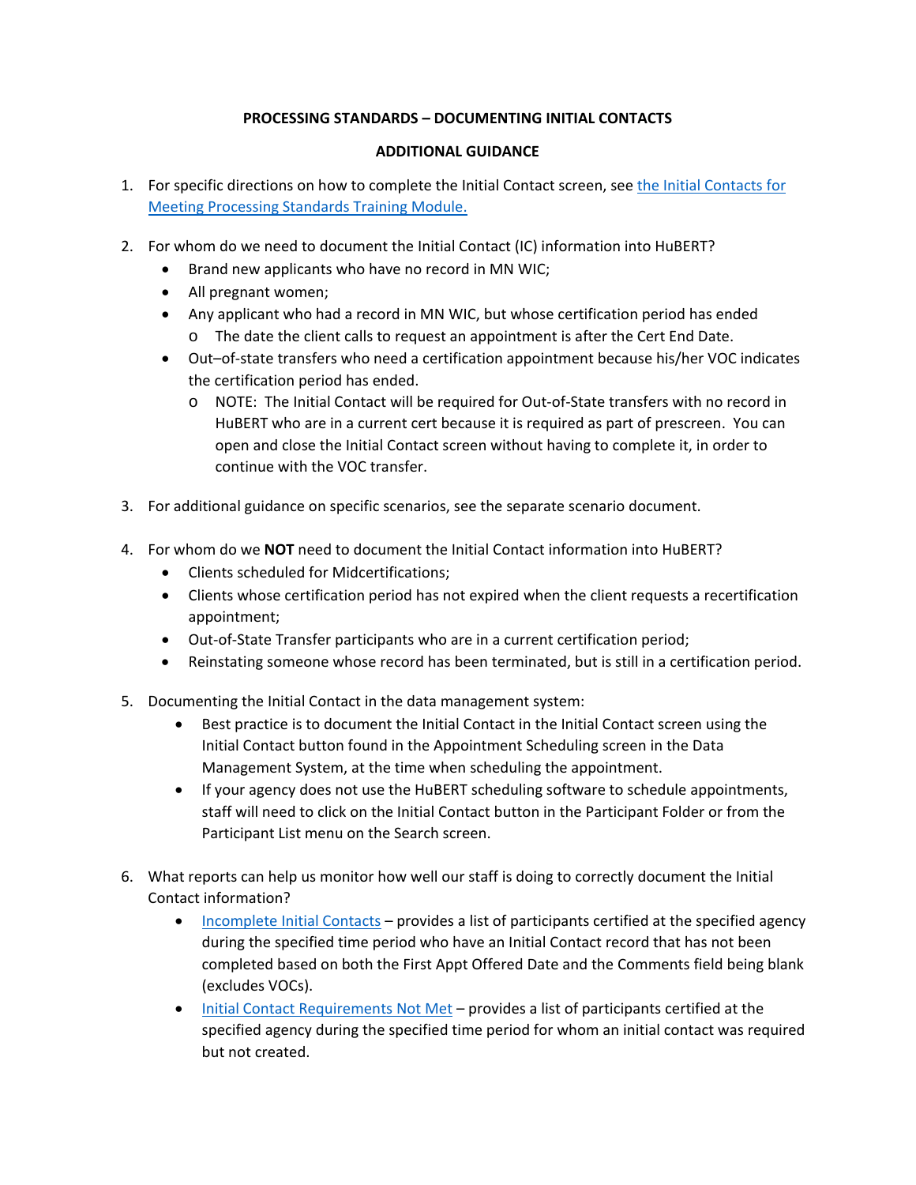**PROCESSING STANDARDS – DOCUMENTING INITIAL CONTACTS**

**ADDITIONAL GUIDANCE**

1. For specific directions on how to complete the Initial Contact screen, see [the Initial Contacts for Meeting Processing Standards Training Module.]()

2. For whom do we need to document the Initial Contact (IC) information into HuBERT?
   - Brand new applicants who have no record in MN WIC;
   - All pregnant women;
   - Any applicant who had a record in MN WIC, but whose certification period has ended
     - The date the client calls to request an appointment is after the Cert End Date.
   - Out–of-state transfers who need a certification appointment because his/her VOC indicates the certification period has ended.
     - NOTE: The Initial Contact will be required for Out-of-State transfers with no record in HuBERT who are in a current cert because it is required as part of prescreen. You can open and close the Initial Contact screen without having to complete it, in order to continue with the VOC transfer.

3. For additional guidance on specific scenarios, see the separate scenario document.

4. For whom do we **NOT** need to document the Initial Contact information into HuBERT?
   - Clients scheduled for Midcertifications;
   - Clients whose certification period has not expired when the client requests a recertification appointment;
   - Out-of-State Transfer participants who are in a current certification period;
   - Reinstating someone whose record has been terminated, but is still in a certification period.

5. Documenting the Initial Contact in the data management system:
   - Best practice is to document the Initial Contact in the Initial Contact screen using the Initial Contact button found in the Appointment Scheduling screen in the Data Management System, at the time when scheduling the appointment.
   - If your agency does not use the HuBERT scheduling software to schedule appointments, staff will need to click on the Initial Contact button in the Participant Folder or from the Participant List menu on the Search screen.

6. What reports can help us monitor how well our staff is doing to correctly document the Initial Contact information?
   - [Incomplete Initial Contacts]() – provides a list of participants certified at the specified agency during the specified time period who have an Initial Contact record that has not been completed based on both the First Appt Offered Date and the Comments field being blank (excludes VOCs).
   - [Initial Contact Requirements Not Met]() – provides a list of participants certified at the specified agency during the specified time period for whom an initial contact was required but not created.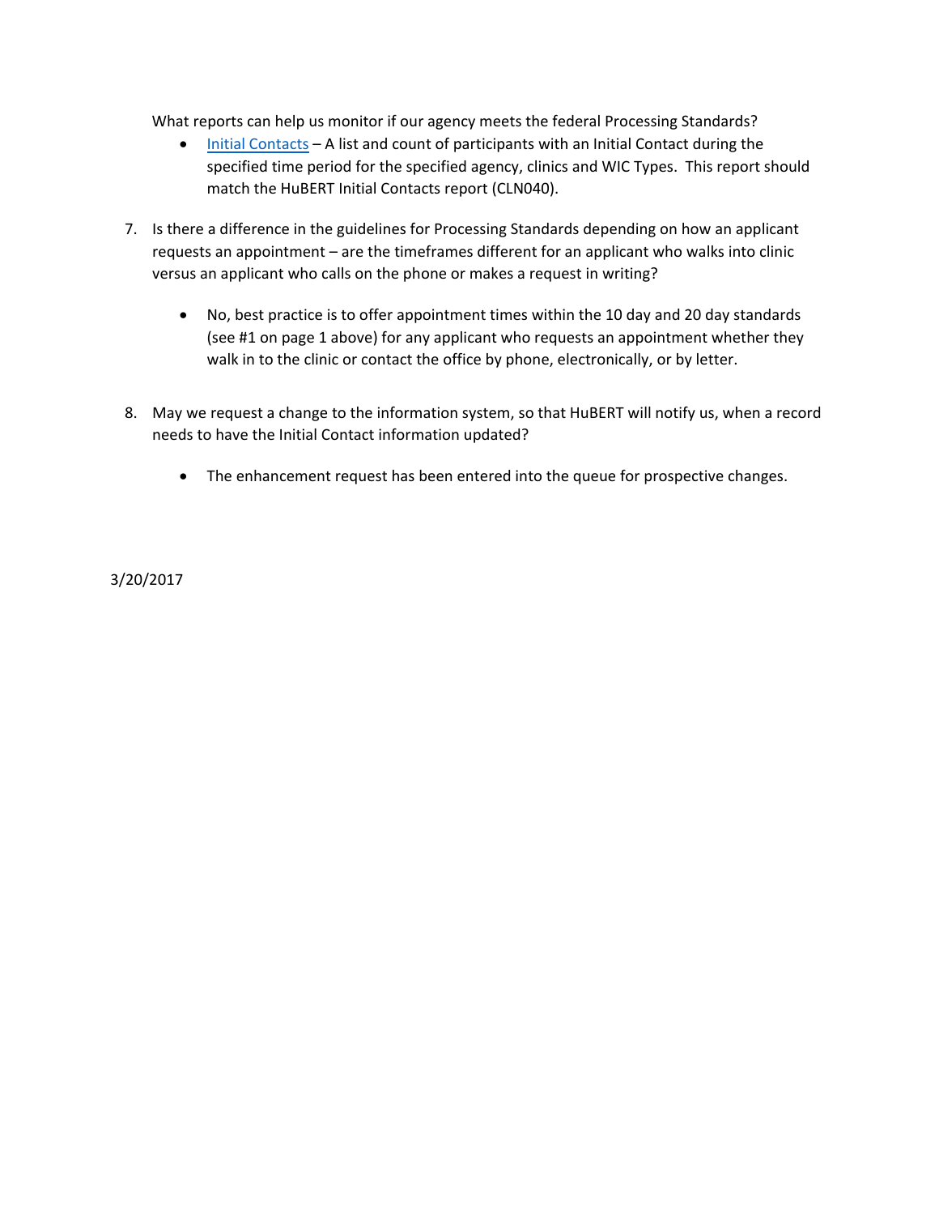What reports can help us monitor if our agency meets the federal Processing Standards?

- Initial Contacts – A list and count of participants with an Initial Contact during the specified time period for the specified agency, clinics and WIC Types. This report should match the HuBERT Initial Contacts report (CLN040).

7. Is there a difference in the guidelines for Processing Standards depending on how an applicant requests an appointment – are the timeframes different for an applicant who walks into clinic versus an applicant who calls on the phone or makes a request in writing?

   - No, best practice is to offer appointment times within the 10 day and 20 day standards (see #1 on page 1 above) for any applicant who requests an appointment whether they walk in to the clinic or contact the office by phone, electronically, or by letter.

8. May we request a change to the information system, so that HuBERT will notify us, when a record needs to have the Initial Contact information updated?

   - The enhancement request has been entered into the queue for prospective changes.

3/20/2017